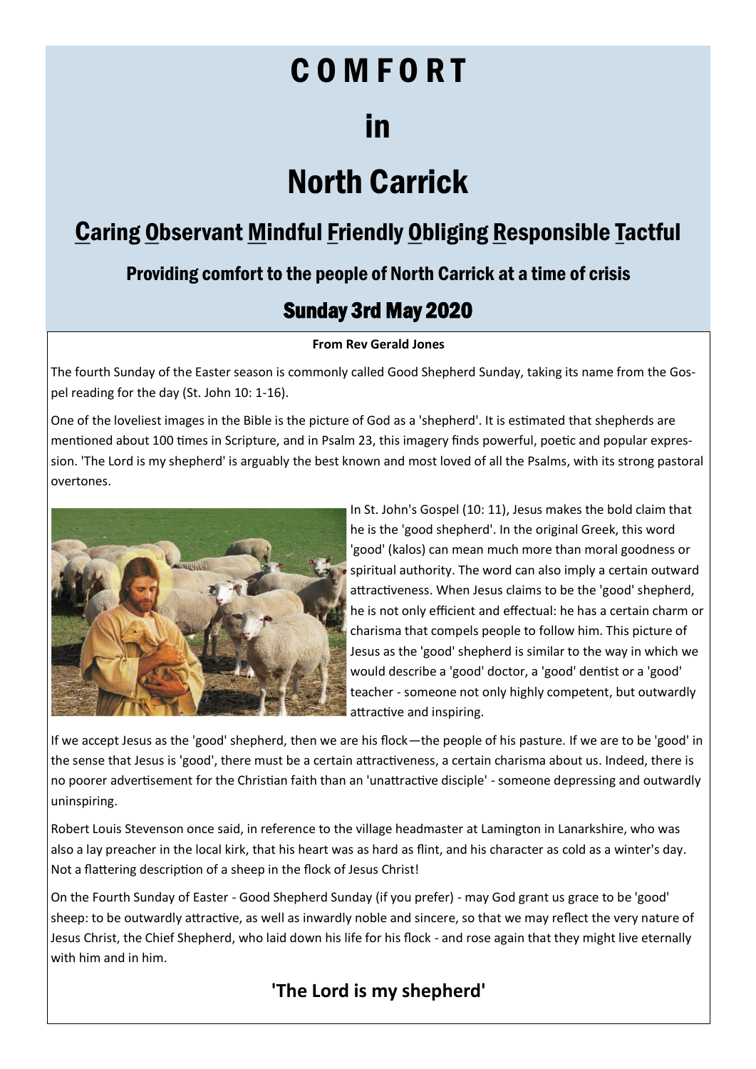# C O M F O R T

# in

# North Carrick

## Caring Observant Mindful Friendly Obliging Responsible Tactful

### Providing comfort to the people of North Carrick at a time of crisis

### Sunday 3rd May 2020

**From Rev Gerald Jones**

The fourth Sunday of the Easter season is commonly called Good Shepherd Sunday, taking its name from the Gospel reading for the day (St. John 10: 1-16).

One of the loveliest images in the Bible is the picture of God as a 'shepherd'. It is estimated that shepherds are mentioned about 100 times in Scripture, and in Psalm 23, this imagery finds powerful, poetic and popular expression. 'The Lord is my shepherd' is arguably the best known and most loved of all the Psalms, with its strong pastoral overtones.

In St. John's Gospel (10: 11), Jesus makes the bold claim that he is the 'good shepherd'. In the original Greek, this word 'good' (kalos) can mean much more than moral goodness or spiritual authority. The word can also imply a certain outward attractiveness. When Jesus claims to be the 'good' shepherd, he is not only efficient and effectual: he has a certain charm or charisma that compels people to follow him. This picture of Jesus as the 'good' shepherd is similar to the way in which we would describe a 'good' doctor, a 'good' dentist or a 'good' teacher - someone not only highly competent, but outwardly attractive and inspiring.

If we accept Jesus as the 'good' shepherd, then we are his flock—the people of his pasture. If we are to be 'good' in the sense that Jesus is 'good', there must be a certain attractiveness, a certain charisma about us. Indeed, there is no poorer advertisement for the Christian faith than an 'unattractive disciple' - someone depressing and outwardly uninspiring.

Robert Louis Stevenson once said, in reference to the village headmaster at Lamington in Lanarkshire, who was also a lay preacher in the local kirk, that his heart was as hard as flint, and his character as cold as a winter's day. Not a flattering description of a sheep in the flock of Jesus Christ!

On the Fourth Sunday of Easter - Good Shepherd Sunday (if you prefer) - may God grant us grace to be 'good' sheep: to be outwardly attractive, as well as inwardly noble and sincere, so that we may reflect the very nature of Jesus Christ, the Chief Shepherd, who laid down his life for his flock - and rose again that they might live eternally with him and in him.

## 'The Lord is my shepherd'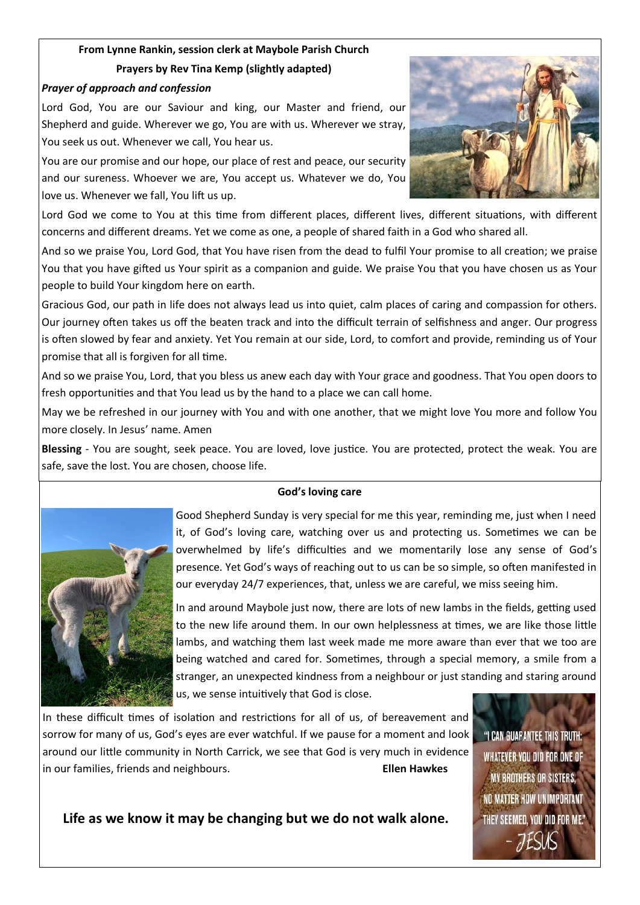**From Lynne Rankin, session clerk at Maybole Parish Church**

**Prayers by Rev Tina Kemp (slightly adapted)**

***Prayer of approach and confession***

Lord God, You are our Saviour and king, our Master and friend, our Shepherd and guide. Wherever we go, You are with us. Wherever we stray, You seek us out. Whenever we call, You hear us.

You are our promise and our hope, our place of rest and peace, our security and our sureness. Whoever we are, You accept us. Whatever we do, You love us. Whenever we fall, You lift us up.

Lord God we come to You at this time from different places, different lives, different situations, with different concerns and different dreams. Yet we come as one, a people of shared faith in a God who shared all.

And so we praise You, Lord God, that You have risen from the dead to fulfil Your promise to all creation; we praise You that you have gifted us Your spirit as a companion and guide. We praise You that you have chosen us as Your people to build Your kingdom here on earth.

Gracious God, our path in life does not always lead us into quiet, calm places of caring and compassion for others. Our journey often takes us off the beaten track and into the difficult terrain of selfishness and anger. Our progress is often slowed by fear and anxiety. Yet You remain at our side, Lord, to comfort and provide, reminding us of Your promise that all is forgiven for all time.

And so we praise You, Lord, that you bless us anew each day with Your grace and goodness. That You open doors to fresh opportunities and that You lead us by the hand to a place we can call home.

May we be refreshed in our journey with You and with one another, that we might love You more and follow You more closely. In Jesus' name. Amen

**Blessing** - You are sought, seek peace. You are loved, love justice. You are protected, protect the weak. You are safe, save the lost. You are chosen, choose life.

**God's loving care**

Good Shepherd Sunday is very special for me this year, reminding me, just when I need it, of God's loving care, watching over us and protecting us. Sometimes we can be overwhelmed by life's difficulties and we momentarily lose any sense of God's presence. Yet God's ways of reaching out to us can be so simple, so often manifested in our everyday 24/7 experiences, that, unless we are careful, we miss seeing him.

In and around Maybole just now, there are lots of new lambs in the fields, getting used to the new life around them. In our own helplessness at times, we are like those little lambs, and watching them last week made me more aware than ever that we too are being watched and cared for. Sometimes, through a special memory, a smile from a stranger, an unexpected kindness from a neighbour or just standing and staring around us, we sense intuitively that God is close.

In these difficult times of isolation and restrictions for all of us, of bereavement and sorrow for many of us, God's eyes are ever watchful. If we pause for a moment and look around our little community in North Carrick, we see that God is very much in evidence in our families, friends and neighbours.

**Ellen Hawkes**

**Life as we know it may be changing but we do not walk alone.**

"I CAN GUARANTEE THIS TRUTH: WHATEVER YOU DID FOR ONE OF MY BROTHERS OR SISTERS, NO MATTER HOW UNIMPORTANT THEY SEEMED, YOU DID FOR ME." - JESUS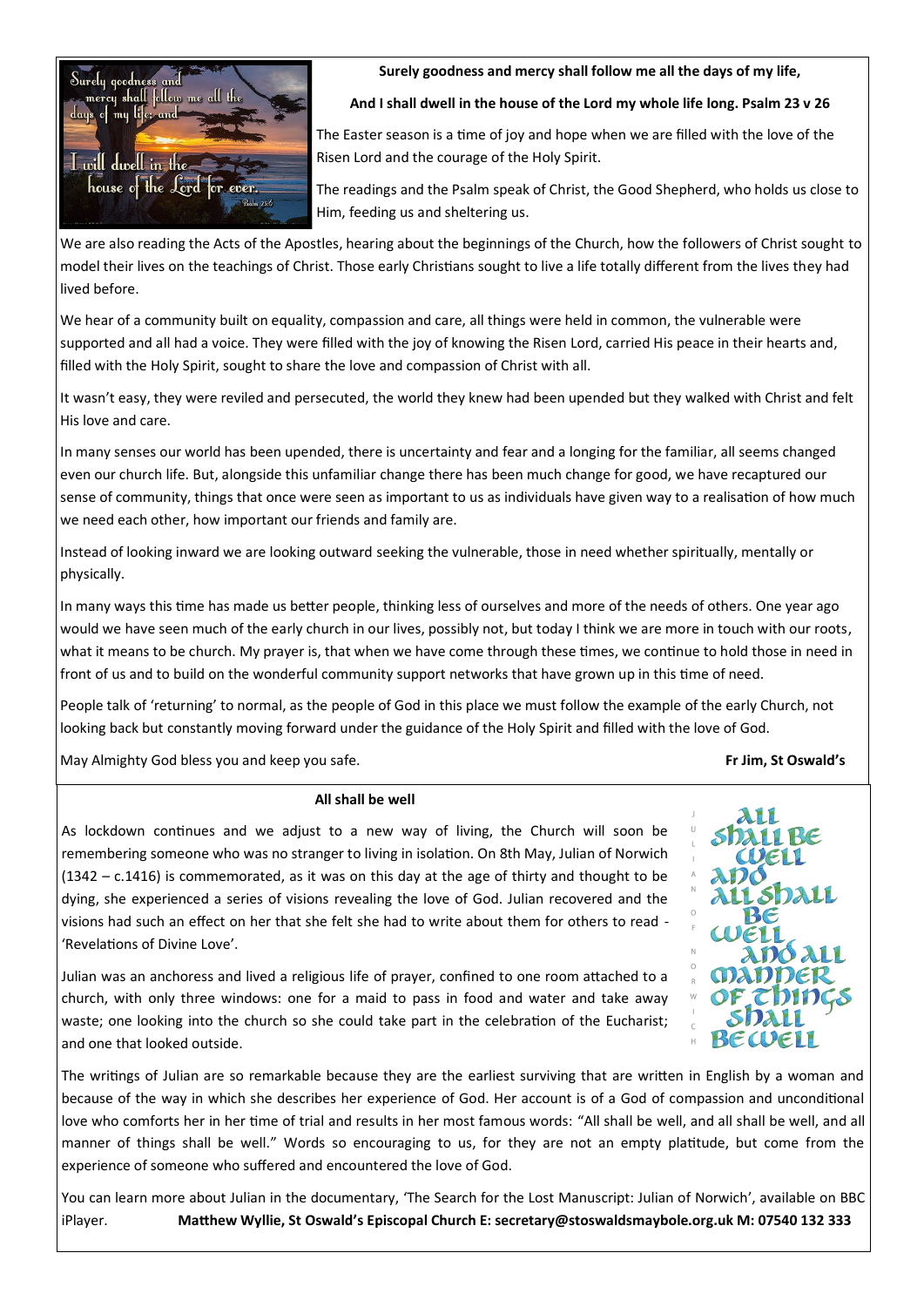**Surely goodness and mercy shall follow me all the days of my life,**

**And I shall dwell in the house of the Lord my whole life long. Psalm 23 v 26**

The Easter season is a time of joy and hope when we are filled with the love of the Risen Lord and the courage of the Holy Spirit.

The readings and the Psalm speak of Christ, the Good Shepherd, who holds us close to Him, feeding us and sheltering us.

We are also reading the Acts of the Apostles, hearing about the beginnings of the Church, how the followers of Christ sought to model their lives on the teachings of Christ. Those early Christians sought to live a life totally different from the lives they had lived before.

We hear of a community built on equality, compassion and care, all things were held in common, the vulnerable were supported and all had a voice. They were filled with the joy of knowing the Risen Lord, carried His peace in their hearts and, filled with the Holy Spirit, sought to share the love and compassion of Christ with all.

It wasn't easy, they were reviled and persecuted, the world they knew had been upended but they walked with Christ and felt His love and care.

In many senses our world has been upended, there is uncertainty and fear and a longing for the familiar, all seems changed even our church life. But, alongside this unfamiliar change there has been much change for good, we have recaptured our sense of community, things that once were seen as important to us as individuals have given way to a realisation of how much we need each other, how important our friends and family are.

Instead of looking inward we are looking outward seeking the vulnerable, those in need whether spiritually, mentally or physically.

In many ways this time has made us better people, thinking less of ourselves and more of the needs of others. One year ago would we have seen much of the early church in our lives, possibly not, but today I think we are more in touch with our roots, what it means to be church. My prayer is, that when we have come through these times, we continue to hold those in need in front of us and to build on the wonderful community support networks that have grown up in this time of need.

People talk of 'returning' to normal, as the people of God in this place we must follow the example of the early Church, not looking back but constantly moving forward under the guidance of the Holy Spirit and filled with the love of God.

May Almighty God bless you and keep you safe. **Fr Jim, St Oswald's**

**All shall be well**

As lockdown continues and we adjust to a new way of living, the Church will soon be remembering someone who was no stranger to living in isolation. On 8th May, Julian of Norwich (1342 – c.1416) is commemorated, as it was on this day at the age of thirty and thought to be dying, she experienced a series of visions revealing the love of God. Julian recovered and the visions had such an effect on her that she felt she had to write about them for others to read - 'Revelations of Divine Love'.

Julian was an anchoress and lived a religious life of prayer, confined to one room attached to a church, with only three windows: one for a maid to pass in food and water and take away waste; one looking into the church so she could take part in the celebration of the Eucharist; and one that looked outside.

The writings of Julian are so remarkable because they are the earliest surviving that are written in English by a woman and because of the way in which she describes her experience of God. Her account is of a God of compassion and unconditional love who comforts her in her time of trial and results in her most famous words: "All shall be well, and all shall be well, and all manner of things shall be well." Words so encouraging to us, for they are not an empty platitude, but come from the experience of someone who suffered and encountered the love of God.

You can learn more about Julian in the documentary, 'The Search for the Lost Manuscript: Julian of Norwich', available on BBC iPlayer. **Matthew Wyllie, St Oswald's Episcopal Church E: secretary@stoswaldsmaybole.org.uk M: 07540 132 333**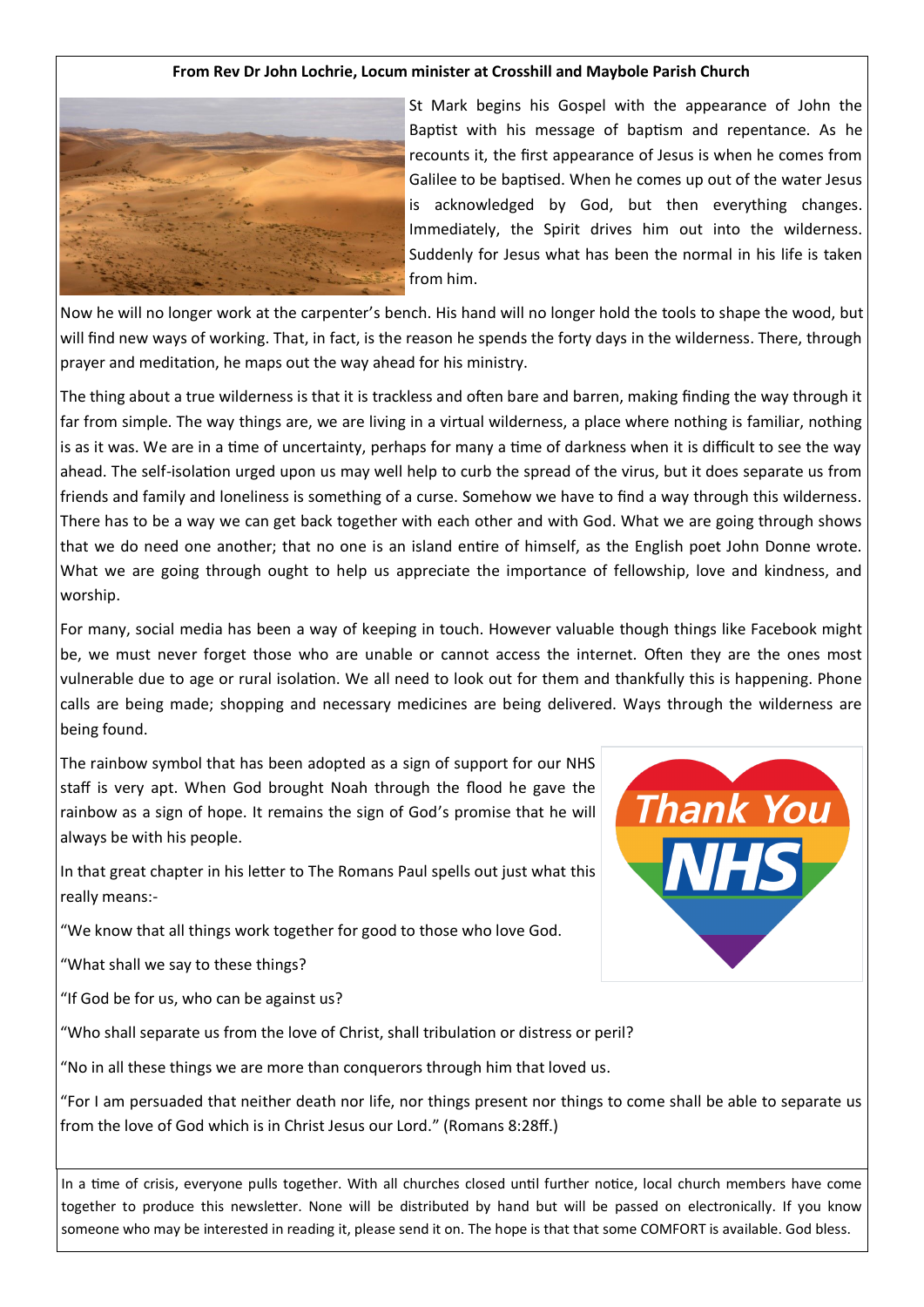**From Rev Dr John Lochrie, Locum minister at Crosshill and Maybole Parish Church**

St Mark begins his Gospel with the appearance of John the Baptist with his message of baptism and repentance. As he recounts it, the first appearance of Jesus is when he comes from Galilee to be baptised. When he comes up out of the water Jesus is acknowledged by God, but then everything changes. Immediately, the Spirit drives him out into the wilderness. Suddenly for Jesus what has been the normal in his life is taken from him.

Now he will no longer work at the carpenter's bench. His hand will no longer hold the tools to shape the wood, but will find new ways of working. That, in fact, is the reason he spends the forty days in the wilderness. There, through prayer and meditation, he maps out the way ahead for his ministry.

The thing about a true wilderness is that it is trackless and often bare and barren, making finding the way through it far from simple. The way things are, we are living in a virtual wilderness, a place where nothing is familiar, nothing is as it was. We are in a time of uncertainty, perhaps for many a time of darkness when it is difficult to see the way ahead. The self-isolation urged upon us may well help to curb the spread of the virus, but it does separate us from friends and family and loneliness is something of a curse. Somehow we have to find a way through this wilderness. There has to be a way we can get back together with each other and with God. What we are going through shows that we do need one another; that no one is an island entire of himself, as the English poet John Donne wrote. What we are going through ought to help us appreciate the importance of fellowship, love and kindness, and worship.

For many, social media has been a way of keeping in touch. However valuable though things like Facebook might be, we must never forget those who are unable or cannot access the internet. Often they are the ones most vulnerable due to age or rural isolation. We all need to look out for them and thankfully this is happening. Phone calls are being made; shopping and necessary medicines are being delivered. Ways through the wilderness are being found.

The rainbow symbol that has been adopted as a sign of support for our NHS staff is very apt. When God brought Noah through the flood he gave the rainbow as a sign of hope. It remains the sign of God's promise that he will always be with his people.

Thank You NHS

In that great chapter in his letter to The Romans Paul spells out just what this really means:-

"We know that all things work together for good to those who love God.

"What shall we say to these things?

"If God be for us, who can be against us?

"Who shall separate us from the love of Christ, shall tribulation or distress or peril?

"No in all these things we are more than conquerors through him that loved us.

"For I am persuaded that neither death nor life, nor things present nor things to come shall be able to separate us from the love of God which is in Christ Jesus our Lord." (Romans 8:28ff.)

In a time of crisis, everyone pulls together. With all churches closed until further notice, local church members have come together to produce this newsletter. None will be distributed by hand but will be passed on electronically. If you know someone who may be interested in reading it, please send it on. The hope is that that some COMFORT is available. God bless.